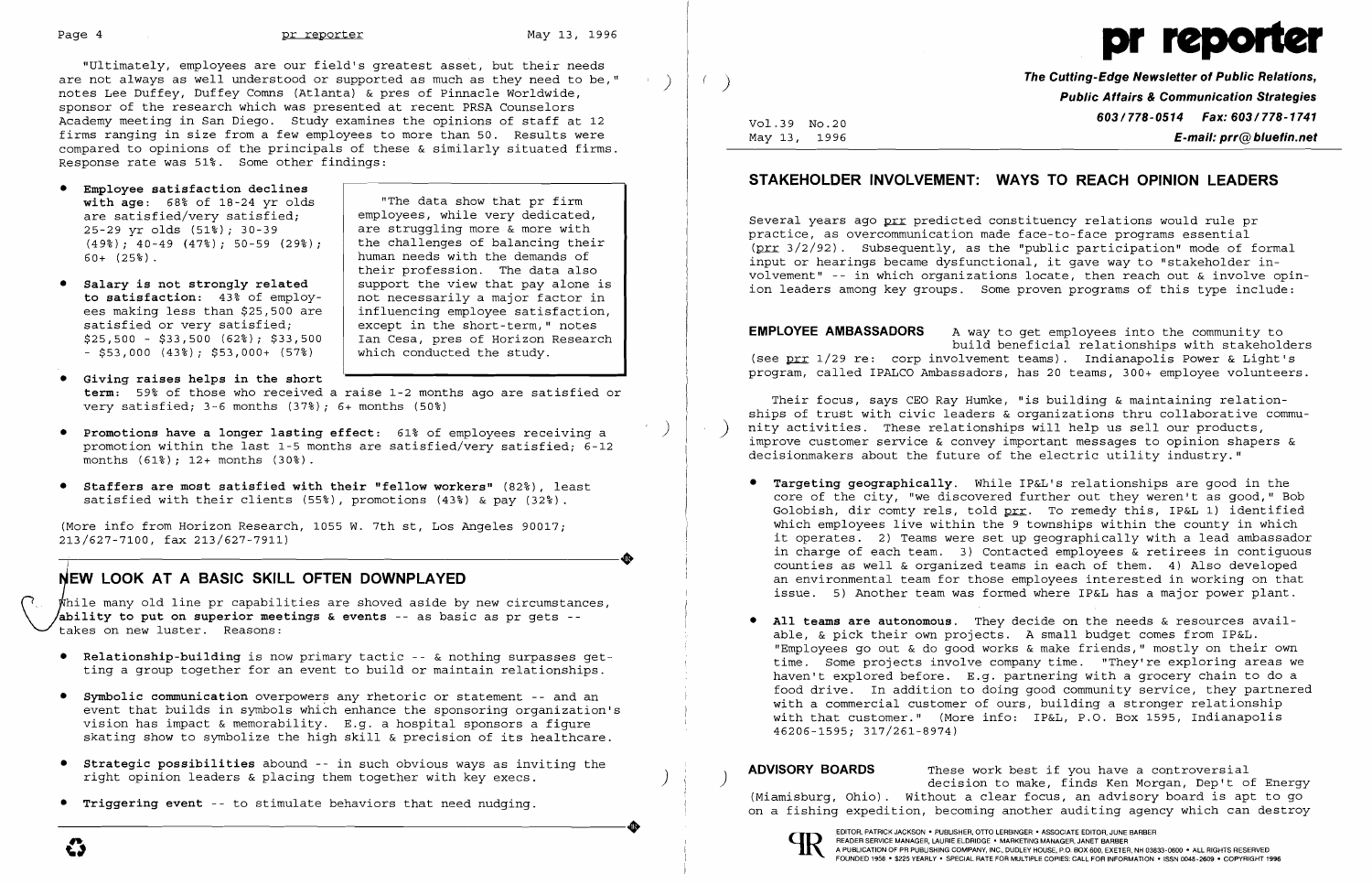"Ultimately, employees are our field's greatest asset, but their needs are not always as well understood or supported as much as they need to be," notes Lee Duffey, Duffey Comns (Atlanta) & pres of Pinnacle Worldwide, sponsor of the research which was presented at recent PRSA Counselors Academy meeting in San Diego. Study examines the opinions of staff at 12 firms ranging in size from a few employees to more than 50. Results were compared to opinions of the principals of these & similarly situated firms. Response rate was 51%. Some other findings:

- **Employee satisfaction declines with age:** 68% of 18-24 yr olds are satisfied/very satisfied; 25-29 yr olds (51%); 30-39 (49%); 40-49 (47%); 50-59 (29%); 60+ (25%).
- **Salary is not strongly related to satisfaction:** 43% of employees making less than $25,500 are satisfied or very satisfied; $25,500 - $33,500 (62%); $33,500 - $53,000 (43%); $53,000+ (57%)

> "The data show that pr firm employees, while very dedicated, are struggling more & more with the challenges of balancing their human needs with the demands of their profession. The data also support the view that pay alone is not necessarily a major factor in influencing employee satisfaction, except in the short-term," notes Ian Cesa, pres of Horizon Research which conducted the study.

- **Giving raises helps in the short term:** 59% of those who received a raise 1-2 months ago are satisfied or very satisfied; 3-6 months (37%); 6+ months (50%)
- **Promotions have a longer lasting effect:** 61% of employees receiving a promotion within the last 1-5 months are satisfied/very satisfied; 6-12 months (61%); 12+ months (30%).
- **Staffers are most satisfied with their "fellow workers"** (82%), least satisfied with their clients (55%), promotions (43%) & pay (32%).

(More info from Horizon Research, 1055 W. 7th st, Los Angeles 90017; 213/627-7100, fax 213/627-7911)

## NEW LOOK AT A BASIC SKILL OFTEN DOWNPLAYED

While many old line pr capabilities are shoved aside by new circumstances, **ability to put on superior meetings & events** -- as basic as pr gets -- takes on new luster. Reasons:

- **Relationship-building** is now primary tactic -- & nothing surpasses getting a group together for an event to build or maintain relationships.
- **Symbolic communication** overpowers any rhetoric or statement -- and an event that builds in symbols which enhance the sponsoring organization's vision has impact & memorability. E.g. a hospital sponsors a figure skating show to symbolize the high skill & precision of its healthcare.
- **Strategic possibilities** abound -- in such obvious ways as inviting the right opinion leaders & placing them together with key execs.
- **Triggering event** -- to stimulate behaviors that need nudging.

# pr reporter

**The Cutting-Edge Newsletter of Public Relations, Public Affairs & Communication Strategies**
**603/778-0514 Fax: 603/778-1741**
**E-mail: prr@bluefin.net**

Vol.39 No.20
May 13, 1996

## STAKEHOLDER INVOLVEMENT: WAYS TO REACH OPINION LEADERS

Several years ago prr predicted constituency relations would rule pr practice, as overcommunication made face-to-face programs essential (prr 3/2/92). Subsequently, as the "public participation" mode of formal input or hearings became dysfunctional, it gave way to "stakeholder involvement" -- in which organizations locate, then reach out & involve opinion leaders among key groups. Some proven programs of this type include:

**EMPLOYEE AMBASSADORS** A way to get employees into the community to build beneficial relationships with stakeholders (see prr 1/29 re: corp involvement teams). Indianapolis Power & Light's program, called IPALCO Ambassadors, has 20 teams, 300+ employee volunteers.

Their focus, says CEO Ray Humke, "is building & maintaining relationships of trust with civic leaders & organizations thru collaborative community activities. These relationships will help us sell our products, improve customer service & convey important messages to opinion shapers & decisionmakers about the future of the electric utility industry."

- **Targeting geographically.** While IP&L's relationships are good in the core of the city, "we discovered further out they weren't as good," Bob Golobish, dir comty rels, told prr. To remedy this, IP&L 1) identified which employees live within the 9 townships within the county in which it operates. 2) Teams were set up geographically with a lead ambassador in charge of each team. 3) Contacted employees & retirees in contiguous counties as well & organized teams in each of them. 4) Also developed an environmental team for those employees interested in working on that issue. 5) Another team was formed where IP&L has a major power plant.
- **All teams are autonomous.** They decide on the needs & resources available, & pick their own projects. A small budget comes from IP&L. "Employees go out & do good works & make friends," mostly on their own time. Some projects involve company time. "They're exploring areas we haven't explored before. E.g. partnering with a grocery chain to do a food drive. In addition to doing good community service, they partnered with a commercial customer of ours, building a stronger relationship with that customer." (More info: IP&L, P.O. Box 1595, Indianapolis 46206-1595; 317/261-8974)

**ADVISORY BOARDS** These work best if you have a controversial decision to make, finds Ken Morgan, Dep't of Energy (Miamisburg, Ohio). Without a clear focus, an advisory board is apt to go on a fishing expedition, becoming another auditing agency which can destroy

EDITOR, PATRICK JACKSON • PUBLISHER, OTTO LERBINGER • ASSOCIATE EDITOR, JUNE BARBER
READER SERVICE MANAGER, LAURIE ELDRIDGE • MARKETING MANAGER, JANET BARBER
A PUBLICATION OF PR PUBLISHING COMPANY, INC., DUDLEY HOUSE, P.O. BOX 600, EXETER, NH 03833-0600 • ALL RIGHTS RESERVED
FOUNDED 1958 • $225 YEARLY • SPECIAL RATE FOR MULTIPLE COPIES: CALL FOR INFORMATION • ISSN 0048-2609 • COPYRIGHT 1996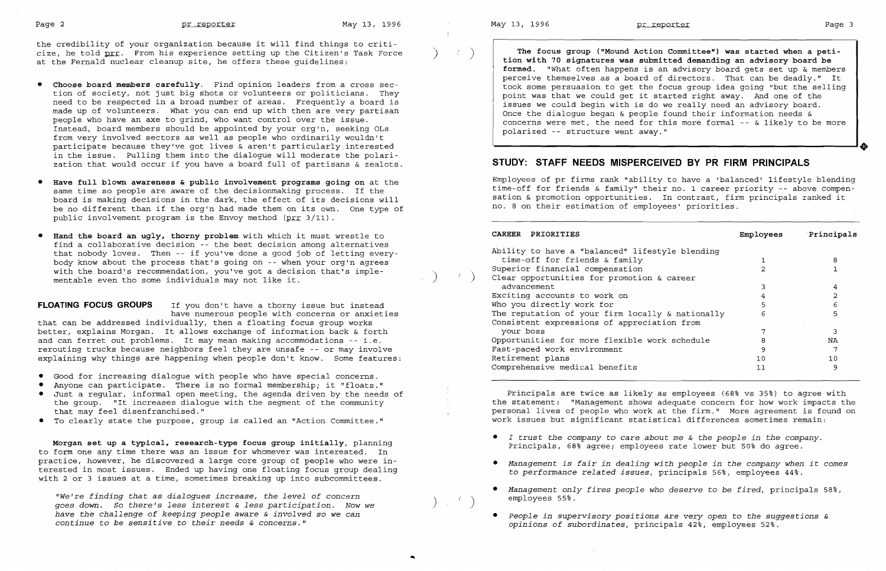the credibility of your organization because it will find things to criticize, he told prr. From his experience setting up the Citizen's Task Force at the Fernald nuclear cleanup site, he offers these guidelines:

- **Choose board members carefully**. Find opinion leaders from a cross section of society, not just big shots or volunteers or politicians. They need to be respected in a broad number of areas. Frequently a board is made up of volunteers. What you can end up with then are very partisan people who have an axe to grind, who want control over the issue. Instead, board members should be appointed by your org'n, seeking OLs from very involved sectors as well as people who ordinarily wouldn't participate because they've got lives & aren't particularly interested in the issue. Pulling them into the dialogue will moderate the polarization that would occur if you have a board full of partisans & zealots.

- **Have full blown awareness & public involvement programs going on** at the same time so people are aware of the decisionmaking process. If the board is making decisions in the dark, the effect of its decisions will be no different than if the org'n had made them on its own. One type of public involvement program is the Envoy method (prr 3/11).

- **Hand the board an ugly, thorny problem** with which it must wrestle to find a collaborative decision -- the best decision among alternatives that nobody loves. Then -- if you've done a good job of letting everybody know about the process that's going on -- when your org'n agrees with the board's recommendation, you've got a decision that's implementable even tho some individuals may not like it.

**FLOATING FOCUS GROUPS** If you don't have a thorny issue but instead have numerous people with concerns or anxieties that can be addressed individually, then a floating focus group works better, explains Morgan. It allows exchange of information back & forth and can ferret out problems. It may mean making accommodations -- i.e. rerouting trucks because neighbors feel they are unsafe -- or may involve explaining why things are happening when people don't know. Some features:

- Good for increasing dialogue with people who have special concerns.
- Anyone can participate. There is no formal membership; it "floats."
- Just a regular, informal open meeting, the agenda driven by the needs of the group. "It increases dialogue with the segment of the community that may feel disenfranchised."
- To clearly state the purpose, group is called an "Action Committee."

**Morgan set up a typical, research-type focus group initially**, planning to form one any time there was an issue for whomever was interested. In practice, however, he discovered a large core group of people who were interested in most issues. Ended up having one floating focus group dealing with 2 or 3 issues at a time, sometimes breaking up into subcommittees.

*"We're finding that as dialogues increase, the level of concern goes down. So there's less interest & less participation. Now we have the challenge of keeping people aware & involved so we can continue to be sensitive to their needs & concerns."*

**The focus group ("Mound Action Committee") was started when a petition with 70 signatures was submitted demanding an advisory board be formed.** "What often happens is an advisory board gets set up & members perceive themselves as a board of directors. That can be deadly." It took some persuasion to get the focus group idea going "but the selling point was that we could get it started right away. And one of the issues we could begin with is do we really need an advisory board. Once the dialogue began & people found their information needs & concerns were met, the need for this more formal -- & likely to be more polarized -- structure went away."

## STUDY: STAFF NEEDS MISPERCEIVED BY PR FIRM PRINCIPALS

Employees of pr firms rank "ability to have a 'balanced' lifestyle blending time-off for friends & family" their no. 1 career priority -- above compensation & promotion opportunities. In contrast, firm principals ranked it no. 8 on their estimation of employees' priorities.

| CAREER PRIORITIES | Employees | Principals |
|---|---|---|
| Ability to have a "balanced" lifestyle blending time-off for friends & family | 1 | 8 |
| Superior financial compensation | 2 | 1 |
| Clear opportunities for promotion & career advancement | 3 | 4 |
| Exciting accounts to work on | 4 | 2 |
| Who you directly work for | 5 | 6 |
| The reputation of your firm locally & nationally | 6 | 5 |
| Consistent expressions of appreciation from your boss | 7 | 3 |
| Opportunities for more flexible work schedule | 8 | NA |
| Fast-paced work environment | 9 | 7 |
| Retirement plans | 10 | 10 |
| Comprehensive medical benefits | 11 | 9 |

Principals are twice as likely as employees (68% vs 35%) to agree with the statement: "Management shows adequate concern for how work impacts the personal lives of people who work at the firm." More agreement is found on work issues but significant statistical differences sometimes remain:

- *I trust the company to care about me & the people in the company.* Principals, 68% agree; employees rate lower but 50% do agree.

- *Management is fair in dealing with people in the company when it comes to performance related issues*, principals 56%, employees 44%.

- *Management only fires people who deserve to be fired*, principals 58%, employees 55%.

- *People in supervisory positions are very open to the suggestions & opinions of subordinates*, principals 42%, employees 52%.